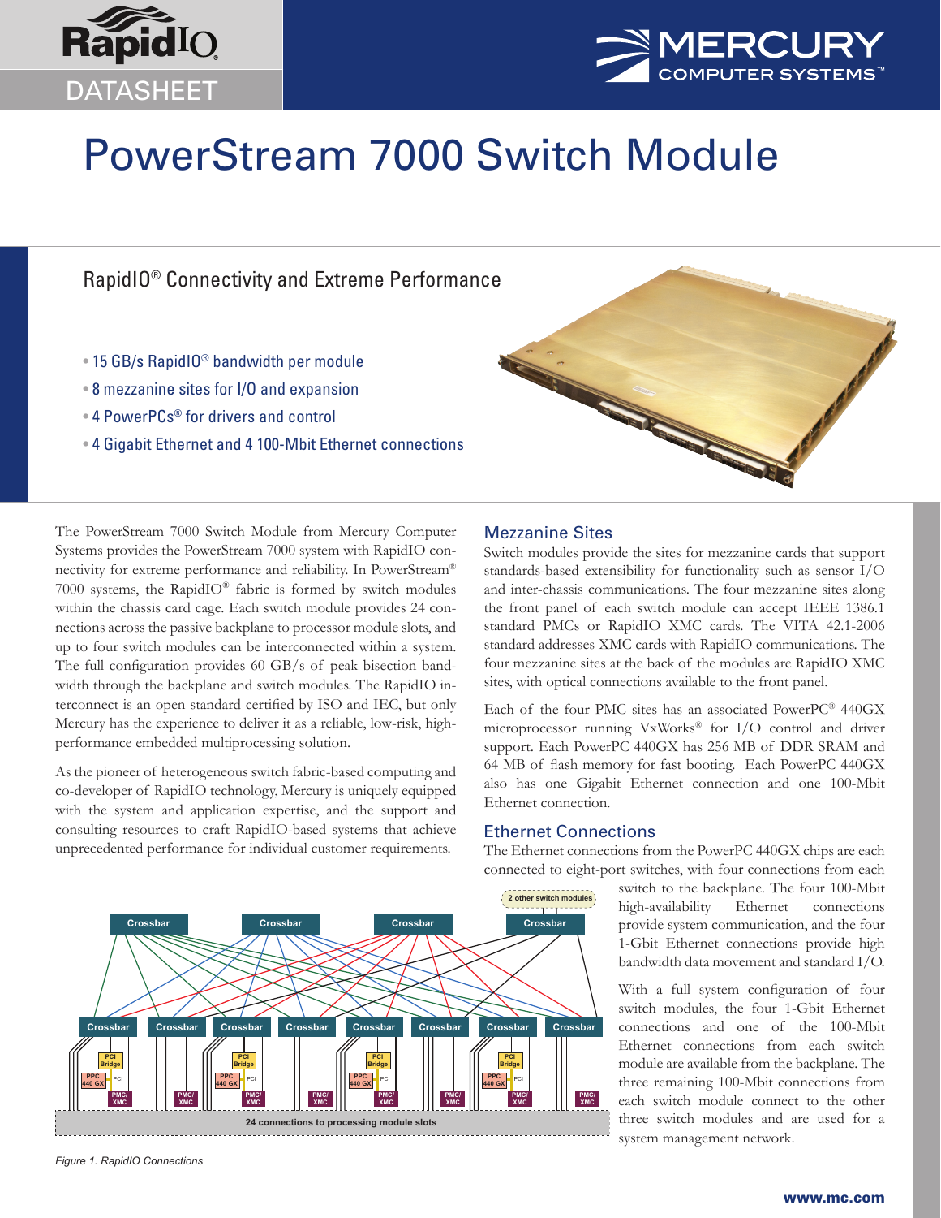RapidIO

DATASHEET

# PowerStream 7000 Switch Module

## RapidIO® Connectivity and Extreme Performance

- 15 GB/s RapidIO® bandwidth per module
- 8 mezzanine sites for I/O and expansion
- 4 PowerPCs® for drivers and control
- 4 Gigabit Ethernet and 4 100-Mbit Ethernet connections

The PowerStream 7000 Switch Module from Mercury Computer Systems provides the PowerStream 7000 system with RapidIO connectivity for extreme performance and reliability. In PowerStream® 7000 systems, the RapidIO® fabric is formed by switch modules within the chassis card cage. Each switch module provides 24 connections across the passive backplane to processor module slots, and up to four switch modules can be interconnected within a system. The full configuration provides 60 GB/s of peak bisection bandwidth through the backplane and switch modules. The RapidIO interconnect is an open standard certified by ISO and IEC, but only Mercury has the experience to deliver it as a reliable, low-risk, high-performance embedded multiprocessing solution.

As the pioneer of heterogeneous switch fabric-based computing and co-developer of RapidIO technology, Mercury is uniquely equipped with the system and application expertise, and the support and consulting resources to craft RapidIO-based systems that achieve unprecedented performance for individual customer requirements.

*Figure 1. RapidIO Connections*

### Mezzanine Sites

Switch modules provide the sites for mezzanine cards that support standards-based extensibility for functionality such as sensor I/O and inter-chassis communications. The four mezzanine sites along the front panel of each switch module can accept IEEE 1386.1 standard PMCs or RapidIO XMC cards. The VITA 42.1-2006 standard addresses XMC cards with RapidIO communications. The four mezzanine sites at the back of the modules are RapidIO XMC sites, with optical connections available to the front panel.

Each of the four PMC sites has an associated PowerPC® 440GX microprocessor running VxWorks® for I/O control and driver support. Each PowerPC 440GX has 256 MB of DDR SRAM and 64 MB of flash memory for fast booting. Each PowerPC 440GX also has one Gigabit Ethernet connection and one 100-Mbit Ethernet connection.

### Ethernet Connections

The Ethernet connections from the PowerPC 440GX chips are each connected to eight-port switches, with four connections from each switch to the backplane. The four 100-Mbit high-availability Ethernet connections provide system communication, and the four 1-Gbit Ethernet connections provide high bandwidth data movement and standard I/O.

With a full system configuration of four switch modules, the four 1-Gbit Ethernet connections and one of the 100-Mbit Ethernet connections from each switch module are available from the backplane. The three remaining 100-Mbit connections from each switch module connect to the other three switch modules and are used for a system management network.

www.mc.com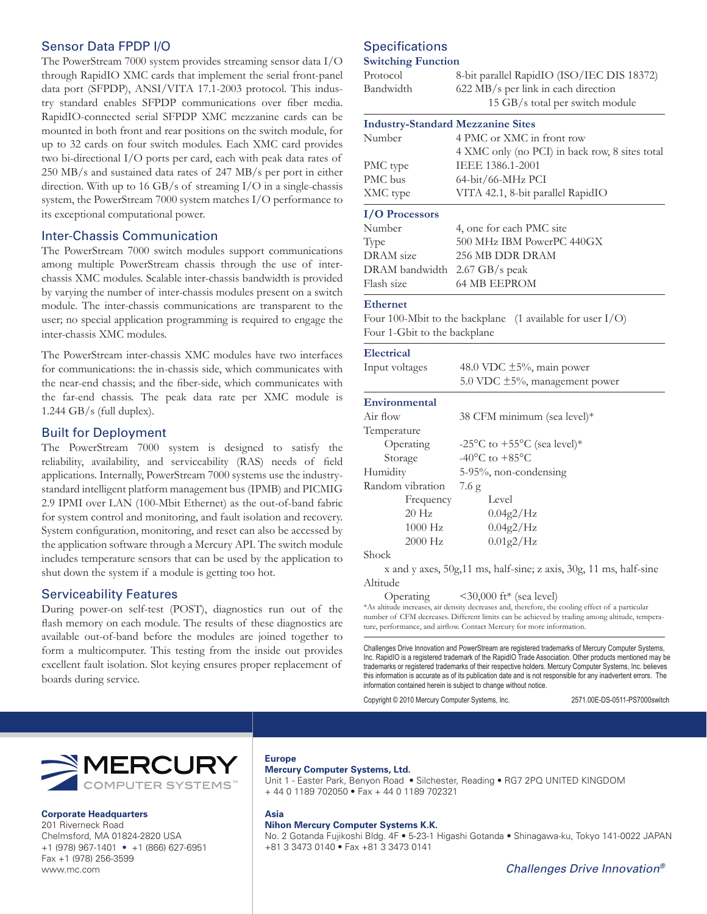## Sensor Data FPDP I/O

The PowerStream 7000 system provides streaming sensor data I/O through RapidIO XMC cards that implement the serial front-panel data port (SFPDP), ANSI/VITA 17.1-2003 protocol. This industry standard enables SFPDP communications over fiber media. RapidIO-connected serial SFPDP XMC mezzanine cards can be mounted in both front and rear positions on the switch module, for up to 32 cards on four switch modules. Each XMC card provides two bi-directional I/O ports per card, each with peak data rates of 250 MB/s and sustained data rates of 247 MB/s per port in either direction. With up to 16 GB/s of streaming I/O in a single-chassis system, the PowerStream 7000 system matches I/O performance to its exceptional computational power.

## Inter-Chassis Communication

The PowerStream 7000 switch modules support communications among multiple PowerStream chassis through the use of inter-chassis XMC modules. Scalable inter-chassis bandwidth is provided by varying the number of inter-chassis modules present on a switch module. The inter-chassis communications are transparent to the user; no special application programming is required to engage the inter-chassis XMC modules.

The PowerStream inter-chassis XMC modules have two interfaces for communications: the in-chassis side, which communicates with the near-end chassis; and the fiber-side, which communicates with the far-end chassis. The peak data rate per XMC module is 1.244 GB/s (full duplex).

## Built for Deployment

The PowerStream 7000 system is designed to satisfy the reliability, availability, and serviceability (RAS) needs of field applications. Internally, PowerStream 7000 systems use the industry-standard intelligent platform management bus (IPMB) and PICMIG 2.9 IPMI over LAN (100-Mbit Ethernet) as the out-of-band fabric for system control and monitoring, and fault isolation and recovery. System configuration, monitoring, and reset can also be accessed by the application software through a Mercury API. The switch module includes temperature sensors that can be used by the application to shut down the system if a module is getting too hot.

## Serviceability Features

During power-on self-test (POST), diagnostics run out of the flash memory on each module. The results of these diagnostics are available out-of-band before the modules are joined together to form a multicomputer. This testing from the inside out provides excellent fault isolation. Slot keying ensures proper replacement of boards during service.

## Specifications

### Switching Function

| | |
|---|---|
| Protocol | 8-bit parallel RapidIO (ISO/IEC DIS 18372) |
| Bandwidth | 622 MB/s per link in each direction |
| | 15 GB/s total per switch module |

### Industry-Standard Mezzanine Sites

| | |
|---|---|
| Number | 4 PMC or XMC in front row |
| | 4 XMC only (no PCI) in back row, 8 sites total |
| PMC type | IEEE 1386.1-2001 |
| PMC bus | 64-bit/66-MHz PCI |
| XMC type | VITA 42.1, 8-bit parallel RapidIO |

### I/O Processors

| | |
|---|---|
| Number | 4, one for each PMC site |
| Type | 500 MHz IBM PowerPC 440GX |
| DRAM size | 256 MB DDR DRAM |
| DRAM bandwidth | 2.67 GB/s peak |
| Flash size | 64 MB EEPROM |

### Ethernet

Four 100-Mbit to the backplane (1 available for user I/O)
Four 1-Gbit to the backplane

### Electrical

| | |
|---|---|
| Input voltages | 48.0 VDC ±5%, main power |
| | 5.0 VDC ±5%, management power |

### Environmental

| | |
|---|---|
| Air flow | 38 CFM minimum (sea level)* |
| Temperature | |
| Operating | -25°C to +55°C (sea level)* |
| Storage | -40°C to +85°C |
| Humidity | 5-95%, non-condensing |
| Random vibration | 7.6 g |
| Frequency | Level |
| 20 Hz | 0.04g2/Hz |
| 1000 Hz | 0.04g2/Hz |
| 2000 Hz | 0.01g2/Hz |

Shock

x and y axes, 50g,11 ms, half-sine; z axis, 30g, 11 ms, half-sine

Altitude

Operating <30,000 ft* (sea level)

*As altitude increases, air density decreases and, therefore, the cooling effect of a particular number of CFM decreases. Different limits can be achieved by trading among altitude, temperature, performance, and airflow. Contact Mercury for more information.

Challenges Drive Innovation and PowerStream are registered trademarks of Mercury Computer Systems, Inc. RapidIO is a registered trademark of the RapidIO Trade Association. Other products mentioned may be trademarks or registered trademarks of their respective holders. Mercury Computer Systems, Inc. believes this information is accurate as of its publication date and is not responsible for any inadvertent errors. The information contained herein is subject to change without notice.

Copyright © 2010 Mercury Computer Systems, Inc. 2571.00E-DS-0511-PS7000switch

MERCURY COMPUTER SYSTEMS™

**Corporate Headquarters**
201 Riverneck Road
Chelmsford, MA 01824-2820 USA
+1 (978) 967-1401 • +1 (866) 627-6951
Fax +1 (978) 256-3599
www.mc.com

**Europe**
**Mercury Computer Systems, Ltd.**
Unit 1 - Easter Park, Benyon Road • Silchester, Reading • RG7 2PQ UNITED KINGDOM
+ 44 0 1189 702050 • Fax + 44 0 1189 702321

**Asia**
**Nihon Mercury Computer Systems K.K.**
No. 2 Gotanda Fujikoshi Bldg. 4F • 5-23-1 Higashi Gotanda • Shinagawa-ku, Tokyo 141-0022 JAPAN
+81 3 3473 0140 • Fax +81 3 3473 0141

*Challenges Drive Innovation®*